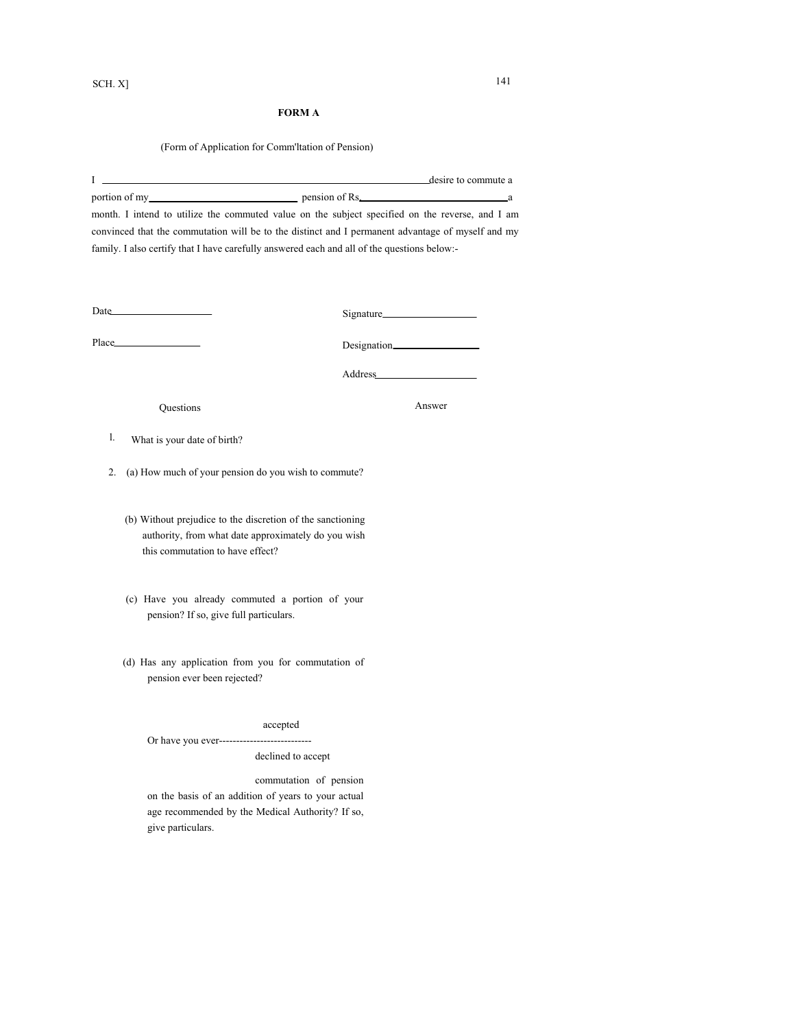# FORM A

(Form of Application for Comm'ltation of Pension)

I ______________________________ desire to commute a portion of my ______________ pension of Rs. ______________ a month. I intend to utilize the commuted value on the subject specified on the reverse, and I am convinced that the commutation will be to the distinct and I permanent advantage of myself and my family. I also certify that I have carefully answered each and all of the questions below:-

Date ______________

Place ______________

Signature ______________

Designation ______________

Address ______________

| Questions | Answer |
|---|---|
| 1. What is your date of birth? | |
| 2. (a) How much of your pension do you wish to commute? | |
| (b) Without prejudice to the discretion of the sanctioning authority, from what date approximately do you wish this commutation to have effect? | |
| (c) Have you already commuted a portion of your pension? If so, give full particulars. | |
| (d) Has any application from you for commutation of pension ever been rejected? | |
| Or have you ever accepted / declined to accept commutation of pension on the basis of an addition of years to your actual age recommended by the Medical Authority? If so, give particulars. | |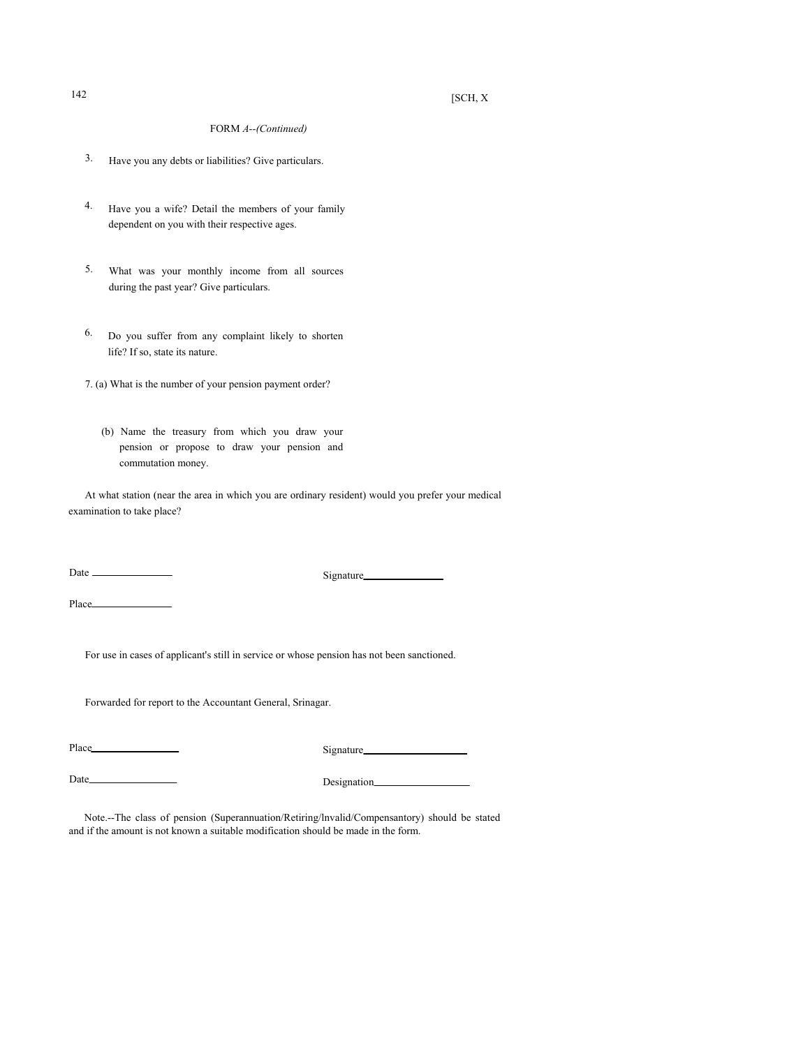FORM *A--(Continued)*

3. Have you any debts or liabilities? Give particulars.

4. Have you a wife? Detail the members of your family dependent on you with their respective ages.

5. What was your monthly income from all sources during the past year? Give particulars.

6. Do you suffer from any complaint likely to shorten life? If so, state its nature.

7. (a) What is the number of your pension payment order?

   (b) Name the treasury from which you draw your pension or propose to draw your pension and commutation money.

At what station (near the area in which you are ordinary resident) would you prefer your medical examination to take place?

Date ______________ Signature______________

Place______________

For use in cases of applicant's still in service or whose pension has not been sanctioned.

Forwarded for report to the Accountant General, Srinagar.

Place________________ Signature__________________

Date________________ Designation_________________

Note.--The class of pension (Superannuation/Retiring/lnvalid/Compensantory) should be stated and if the amount is not known a suitable modification should be made in the form.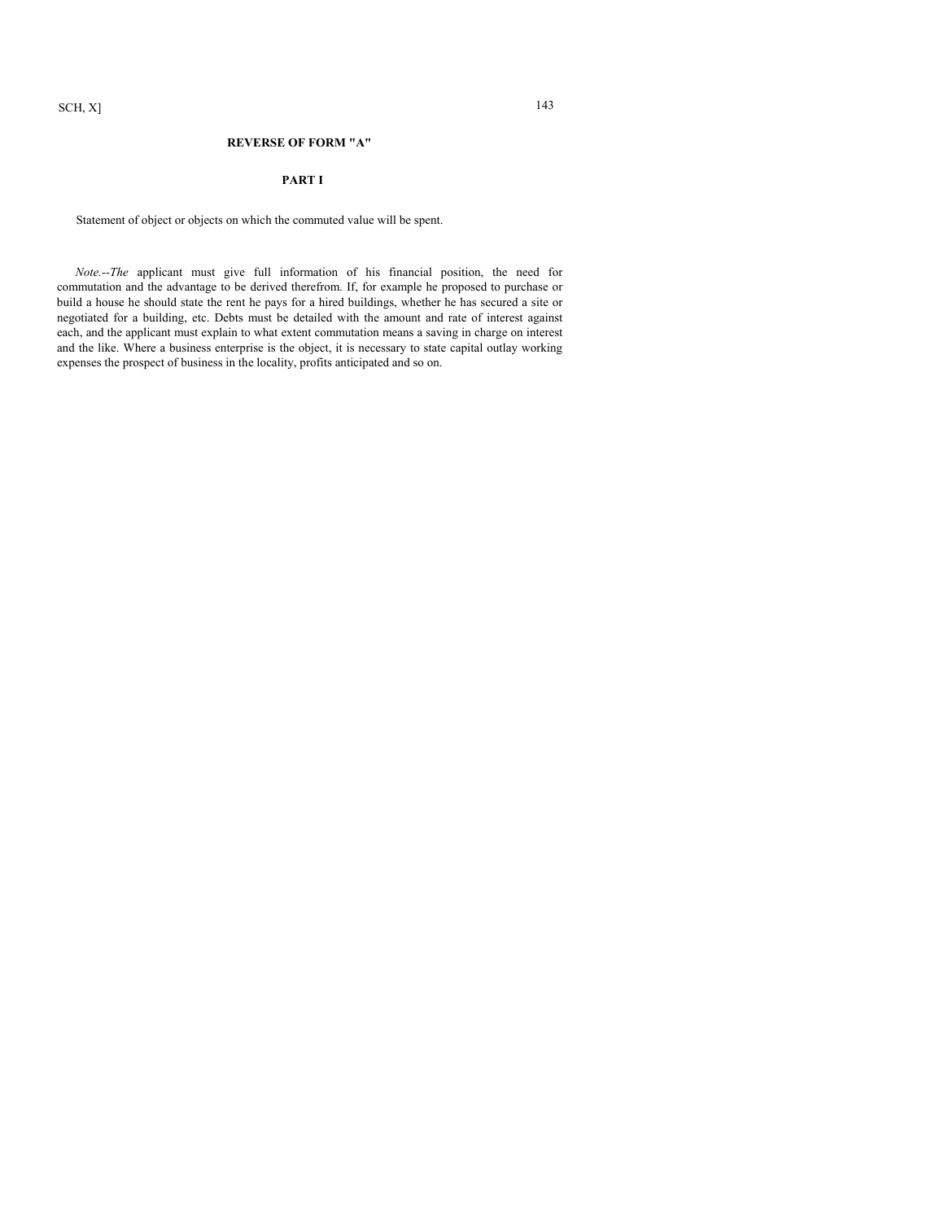## REVERSE OF FORM "A"

### PART I

Statement of object or objects on which the commuted value will be spent.

*Note.--The* applicant must give full information of his financial position, the need for commutation and the advantage to be derived therefrom. If, for example he proposed to purchase or build a house he should state the rent he pays for a hired buildings, whether he has secured a site or negotiated for a building, etc. Debts must be detailed with the amount and rate of interest against each, and the applicant must explain to what extent commutation means a saving in charge on interest and the like. Where a business enterprise is the object, it is necessary to state capital outlay working expenses the prospect of business in the locality, profits anticipated and so on.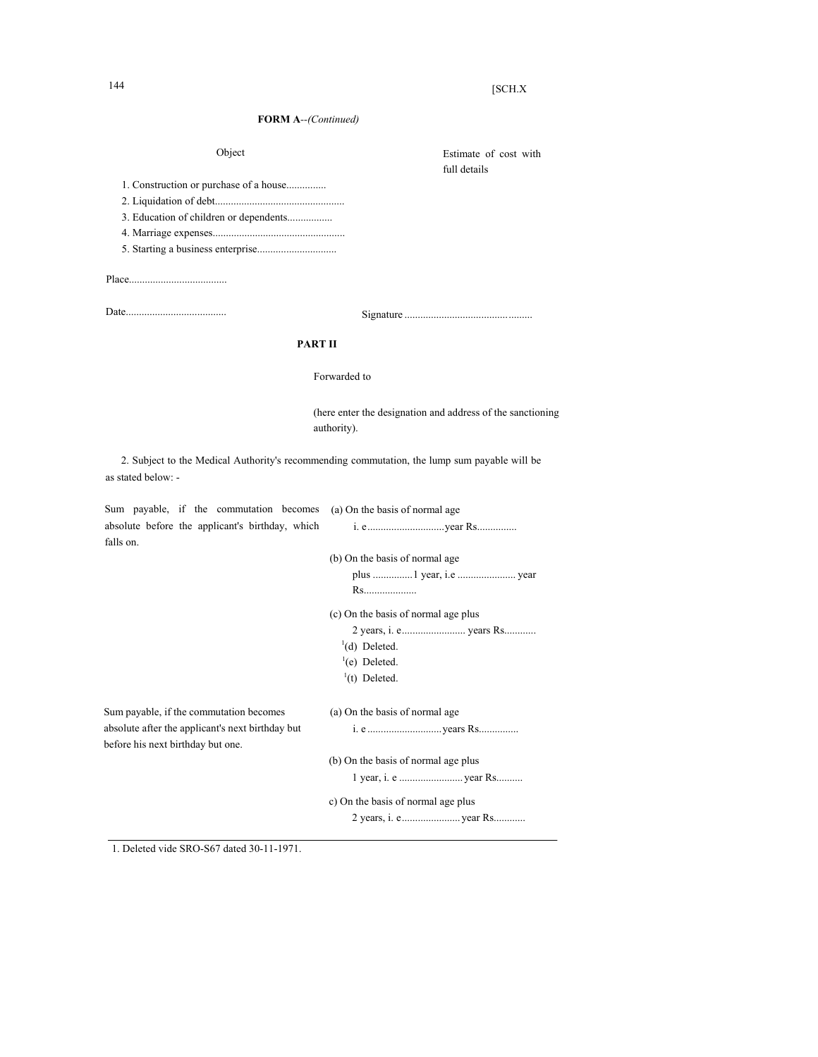[SCH.X

**FORM A**--*(Continued)*

| Object | Estimate of cost with full details |
| --- | --- |
| 1. Construction or purchase of a house............... | |
| 2. Liquidation of debt................................................ | |
| 3. Education of children or dependents................. | |
| 4. Marriage expenses................................................. | |
| 5. Starting a business enterprise.............................. | |

Place.....................................

Date......................................

Signature ..........................................

**PART II**

Forwarded to

(here enter the designation and address of the sanctioning authority).

2. Subject to the Medical Authority's recommending commutation, the lump sum payable will be as stated below: -

Sum payable, if the commutation becomes absolute before the applicant's birthday, which falls on.

(a) On the basis of normal age
i. e.............................year Rs...............

(b) On the basis of normal age
plus ...............1 year, i.e ...................... year
Rs....................

(c) On the basis of normal age plus
2 years, i. e........................ years Rs...........

[1](d) Deleted.

[1](e) Deleted.

[1](t) Deleted.

Sum payable, if the commutation becomes absolute after the applicant's next birthday but before his next birthday but one.

(a) On the basis of normal age
i. e ............................years Rs...............

(b) On the basis of normal age plus
1 year, i. e ........................ year Rs..........

c) On the basis of normal age plus
2 years, i. e...................... year Rs............

---

1. Deleted vide SRO-S67 dated 30-11-1971.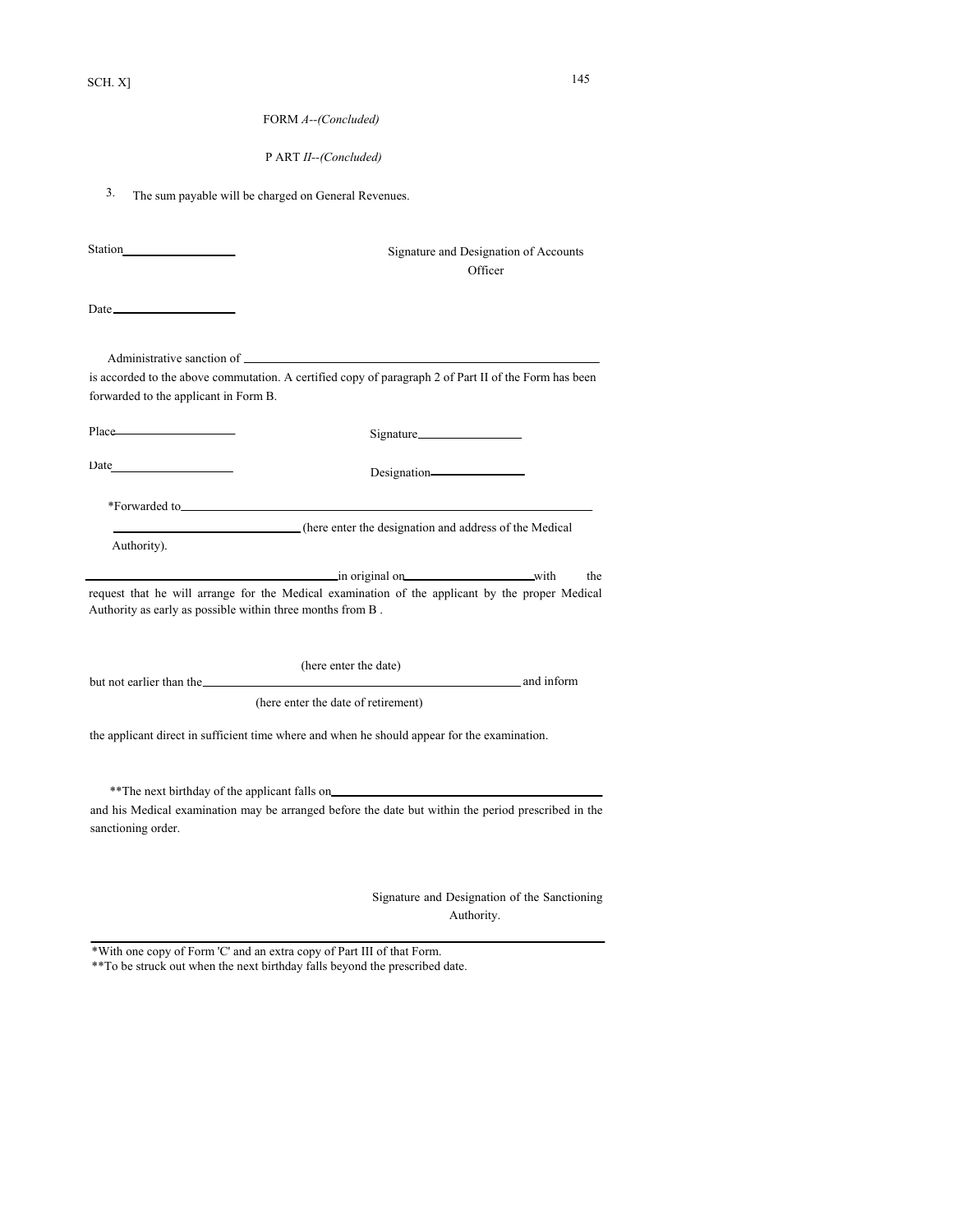SCH. X]

FORM *A--(Concluded)*

P ART *II--(Concluded)*

3. The sum payable will be charged on General Revenues.

Station\_\_\_\_\_\_\_\_\_\_\_\_\_\_\_\_\_\_ Signature and Designation of Accounts Officer

Date\_\_\_\_\_\_\_\_\_\_\_\_\_\_\_\_\_\_\_

Administrative sanction of \_\_\_\_\_\_\_\_\_\_\_\_\_\_\_\_\_\_\_\_\_\_\_\_\_\_\_\_\_\_\_\_\_\_\_\_\_\_\_\_\_\_\_\_\_\_\_\_\_\_\_\_\_\_\_\_\_\_\_\_ is accorded to the above commutation. A certified copy of paragraph 2 of Part II of the Form has been forwarded to the applicant in Form B.

Place\_\_\_\_\_\_\_\_\_\_\_\_\_\_\_\_\_\_\_ Signature\_\_\_\_\_\_\_\_\_\_\_\_\_\_\_\_\_

Date\_\_\_\_\_\_\_\_\_\_\_\_\_\_\_\_\_\_\_ Designation\_\_\_\_\_\_\_\_\_\_\_\_\_\_\_

*Forwarded to\_\_\_\_\_\_\_\_\_\_\_\_\_\_\_\_\_\_\_\_\_\_\_\_\_\_\_\_\_\_\_\_\_\_\_\_\_\_\_\_\_\_\_\_\_\_\_\_\_\_\_\_\_\_\_\_\_\_\_\_\_\_\_\_\_\_
\_\_\_\_\_\_\_\_\_\_\_\_\_\_\_\_\_\_\_\_\_\_\_\_\_\_\_\_\_\_\_\_ (here enter the designation and address of the Medical Authority).

\_\_\_\_\_\_\_\_\_\_\_\_\_\_\_\_\_\_\_\_\_\_\_\_\_\_\_\_\_\_\_\_\_\_\_\_\_\_\_\_\_\_in original on\_\_\_\_\_\_\_\_\_\_\_\_\_\_\_\_\_\_\_\_\_\_with the request that he will arrange for the Medical examination of the applicant by the proper Medical Authority as early as possible within three months from B .

(here enter the date)

but not earlier than the\_\_\_\_\_\_\_\_\_\_\_\_\_\_\_\_\_\_\_\_\_\_\_\_\_\_\_\_\_\_\_\_\_\_\_\_\_\_\_\_\_\_\_\_\_\_\_\_\_\_\_\_\_\_\_\_ and inform

(here enter the date of retirement)

the applicant direct in sufficient time where and when he should appear for the examination.

**The next birthday of the applicant falls on\_\_\_\_\_\_\_\_\_\_\_\_\_\_\_\_\_\_\_\_\_\_\_\_\_\_\_\_\_\_\_\_\_\_\_\_\_\_\_\_\_\_\_\_\_\_\_\_\_ and his Medical examination may be arranged before the date but within the period prescribed in the sanctioning order.

Signature and Designation of the Sanctioning Authority.

---

*With one copy of Form 'C' and an extra copy of Part III of that Form.

**To be struck out when the next birthday falls beyond the prescribed date.